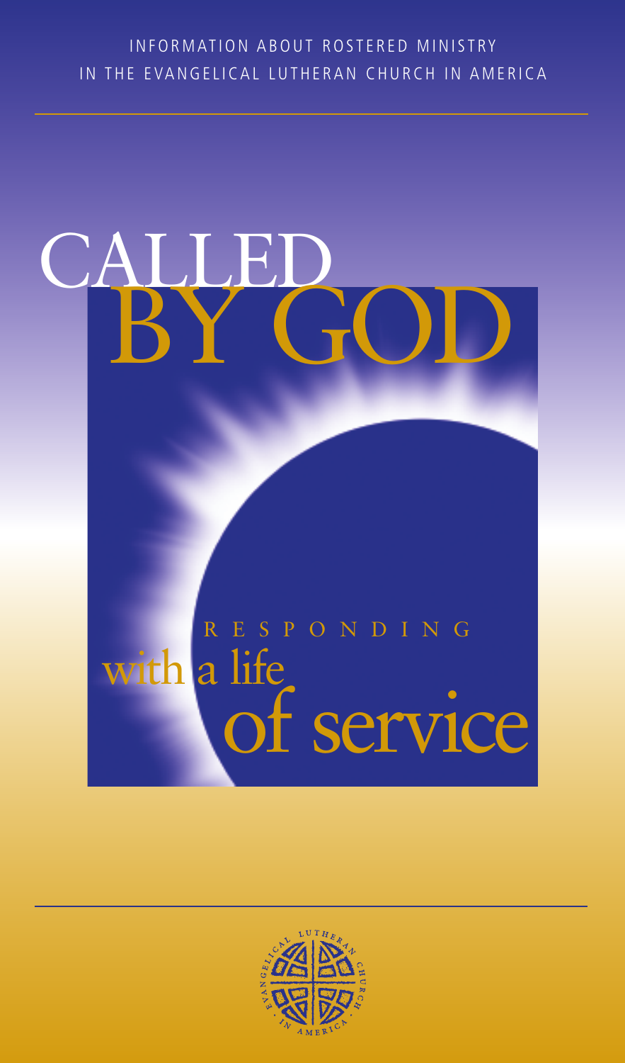INFORMATION ABOUT ROSTERED MINISTRY IN THE EVANGELICAL LUTHERAN CHURCH IN AMERICA

# CALLED BY GOD

## RESPONDING with a life of service

EVANGELICAL LUTHERAN CHURCH IN AMERICA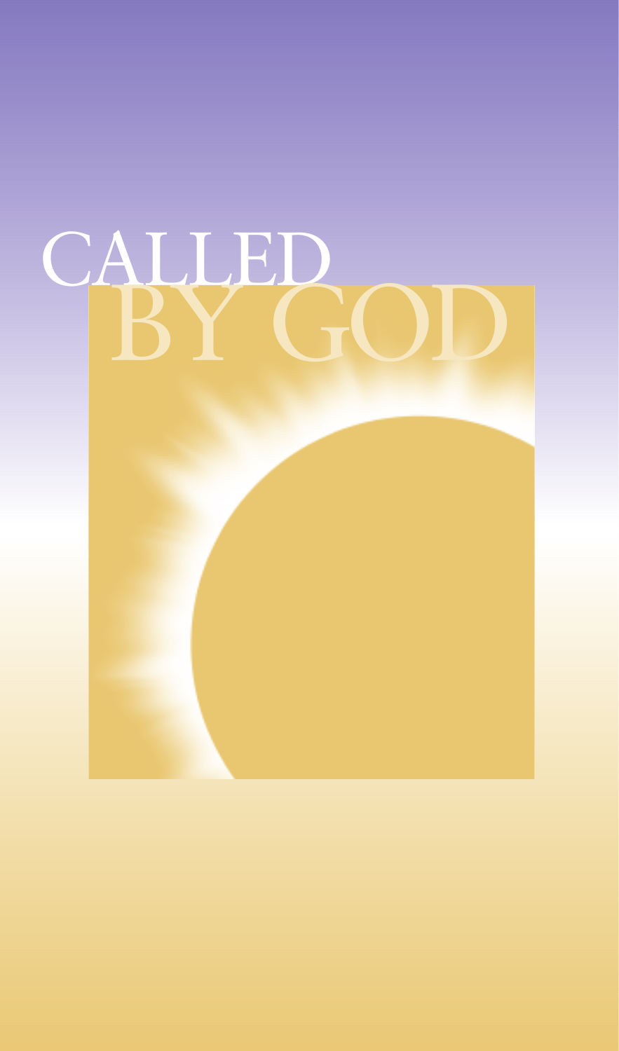# CALLED BY GOD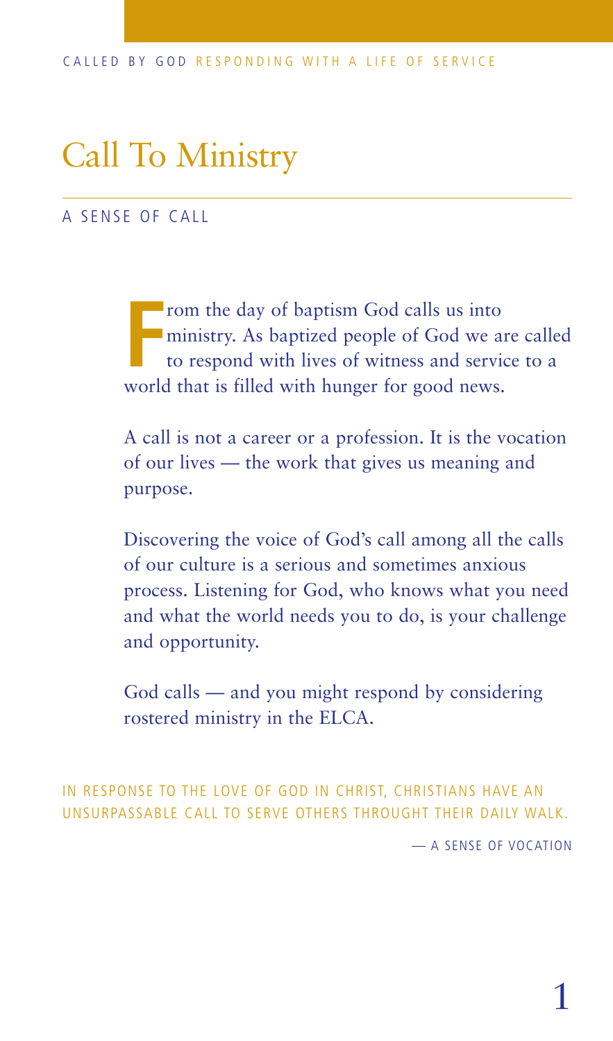# Call To Ministry

## A SENSE OF CALL

From the day of baptism God calls us into ministry. As baptized people of God we are called to respond with lives of witness and service to a world that is filled with hunger for good news.

A call is not a career or a profession. It is the vocation of our lives — the work that gives us meaning and purpose.

Discovering the voice of God's call among all the calls of our culture is a serious and sometimes anxious process. Listening for God, who knows what you need and what the world needs you to do, is your challenge and opportunity.

God calls — and you might respond by considering rostered ministry in the ELCA.

IN RESPONSE TO THE LOVE OF GOD IN CHRIST, CHRISTIANS HAVE AN UNSURPASSABLE CALL TO SERVE OTHERS THROUGHT THEIR DAILY WALK.

— A SENSE OF VOCATION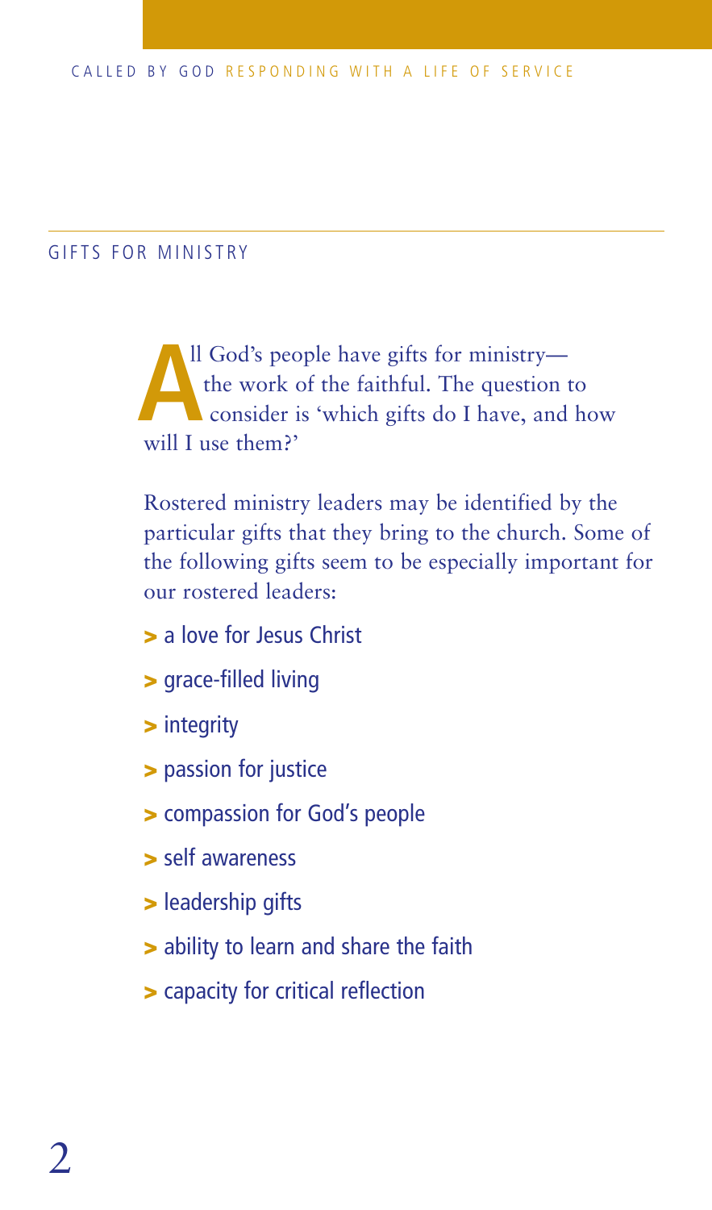## GIFTS FOR MINISTRY

All God's people have gifts for ministry—the work of the faithful. The question to consider is 'which gifts do I have, and how will I use them?'

Rostered ministry leaders may be identified by the particular gifts that they bring to the church. Some of the following gifts seem to be especially important for our rostered leaders:

- a love for Jesus Christ
- grace-filled living
- integrity
- passion for justice
- compassion for God's people
- self awareness
- leadership gifts
- ability to learn and share the faith
- capacity for critical reflection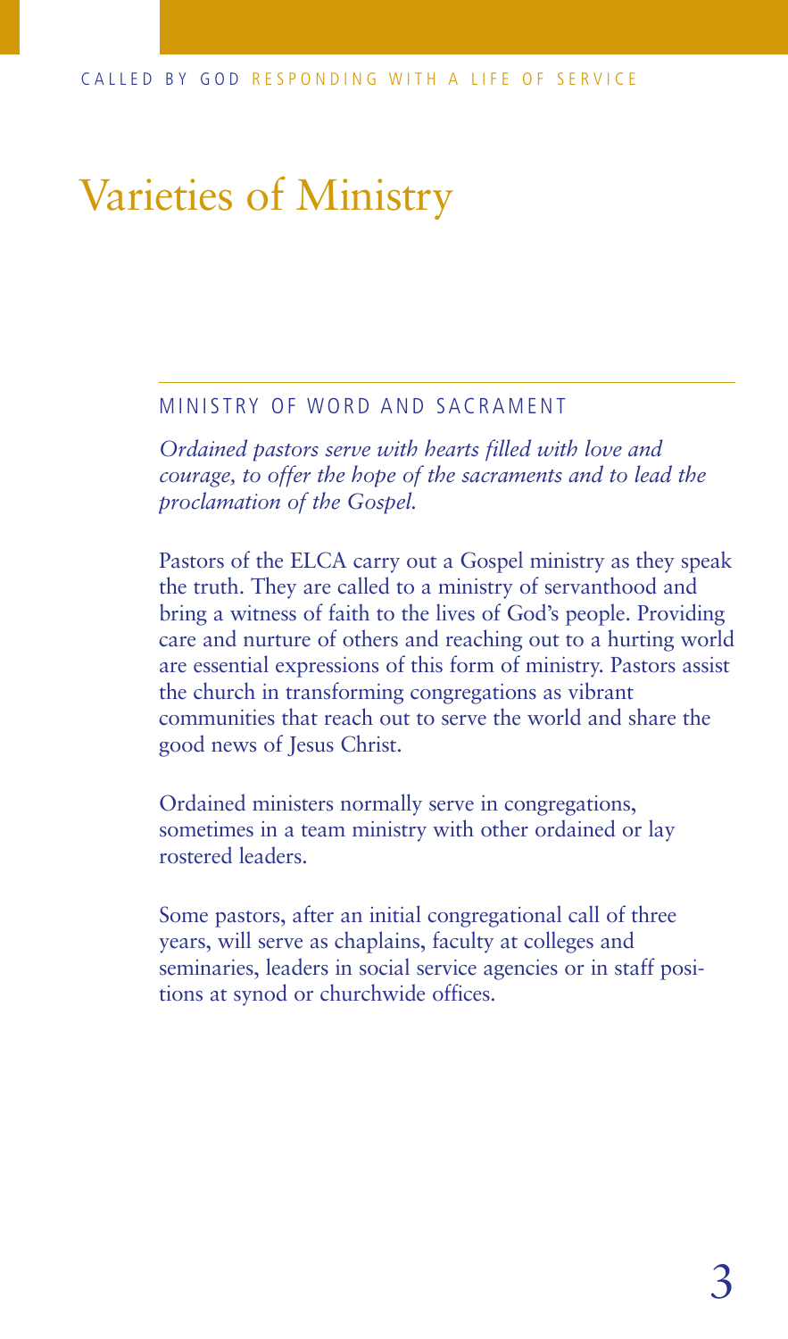# Varieties of Ministry

## MINISTRY OF WORD AND SACRAMENT

*Ordained pastors serve with hearts filled with love and courage, to offer the hope of the sacraments and to lead the proclamation of the Gospel.*

Pastors of the ELCA carry out a Gospel ministry as they speak the truth. They are called to a ministry of servanthood and bring a witness of faith to the lives of God's people. Providing care and nurture of others and reaching out to a hurting world are essential expressions of this form of ministry. Pastors assist the church in transforming congregations as vibrant communities that reach out to serve the world and share the good news of Jesus Christ.

Ordained ministers normally serve in congregations, sometimes in a team ministry with other ordained or lay rostered leaders.

Some pastors, after an initial congregational call of three years, will serve as chaplains, faculty at colleges and seminaries, leaders in social service agencies or in staff positions at synod or churchwide offices.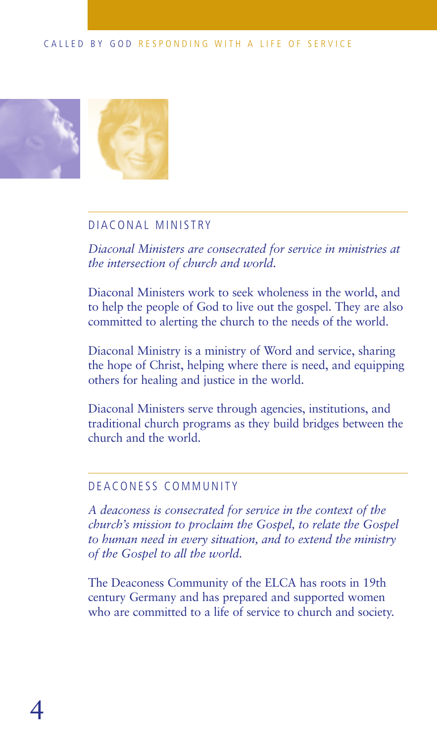## DIACONAL MINISTRY

*Diaconal Ministers are consecrated for service in ministries at the intersection of church and world.*

Diaconal Ministers work to seek wholeness in the world, and to help the people of God to live out the gospel. They are also committed to alerting the church to the needs of the world.

Diaconal Ministry is a ministry of Word and service, sharing the hope of Christ, helping where there is need, and equipping others for healing and justice in the world.

Diaconal Ministers serve through agencies, institutions, and traditional church programs as they build bridges between the church and the world.

## DEACONESS COMMUNITY

*A deaconess is consecrated for service in the context of the church's mission to proclaim the Gospel, to relate the Gospel to human need in every situation, and to extend the ministry of the Gospel to all the world.*

The Deaconess Community of the ELCA has roots in 19th century Germany and has prepared and supported women who are committed to a life of service to church and society.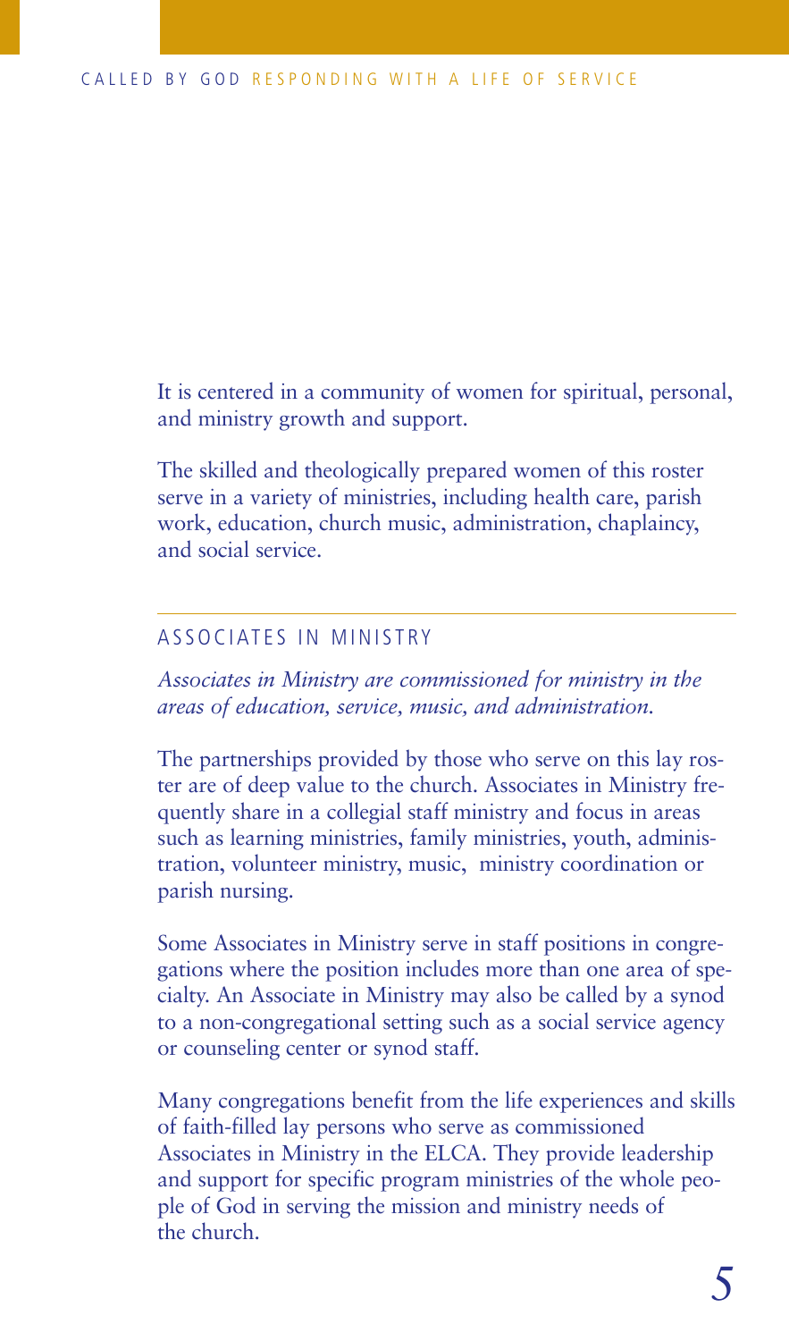It is centered in a community of women for spiritual, personal, and ministry growth and support.

The skilled and theologically prepared women of this roster serve in a variety of ministries, including health care, parish work, education, church music, administration, chaplaincy, and social service.

---

## ASSOCIATES IN MINISTRY

*Associates in Ministry are commissioned for ministry in the areas of education, service, music, and administration.*

The partnerships provided by those who serve on this lay roster are of deep value to the church. Associates in Ministry frequently share in a collegial staff ministry and focus in areas such as learning ministries, family ministries, youth, administration, volunteer ministry, music, ministry coordination or parish nursing.

Some Associates in Ministry serve in staff positions in congregations where the position includes more than one area of specialty. An Associate in Ministry may also be called by a synod to a non-congregational setting such as a social service agency or counseling center or synod staff.

Many congregations benefit from the life experiences and skills of faith-filled lay persons who serve as commissioned Associates in Ministry in the ELCA. They provide leadership and support for specific program ministries of the whole people of God in serving the mission and ministry needs of the church.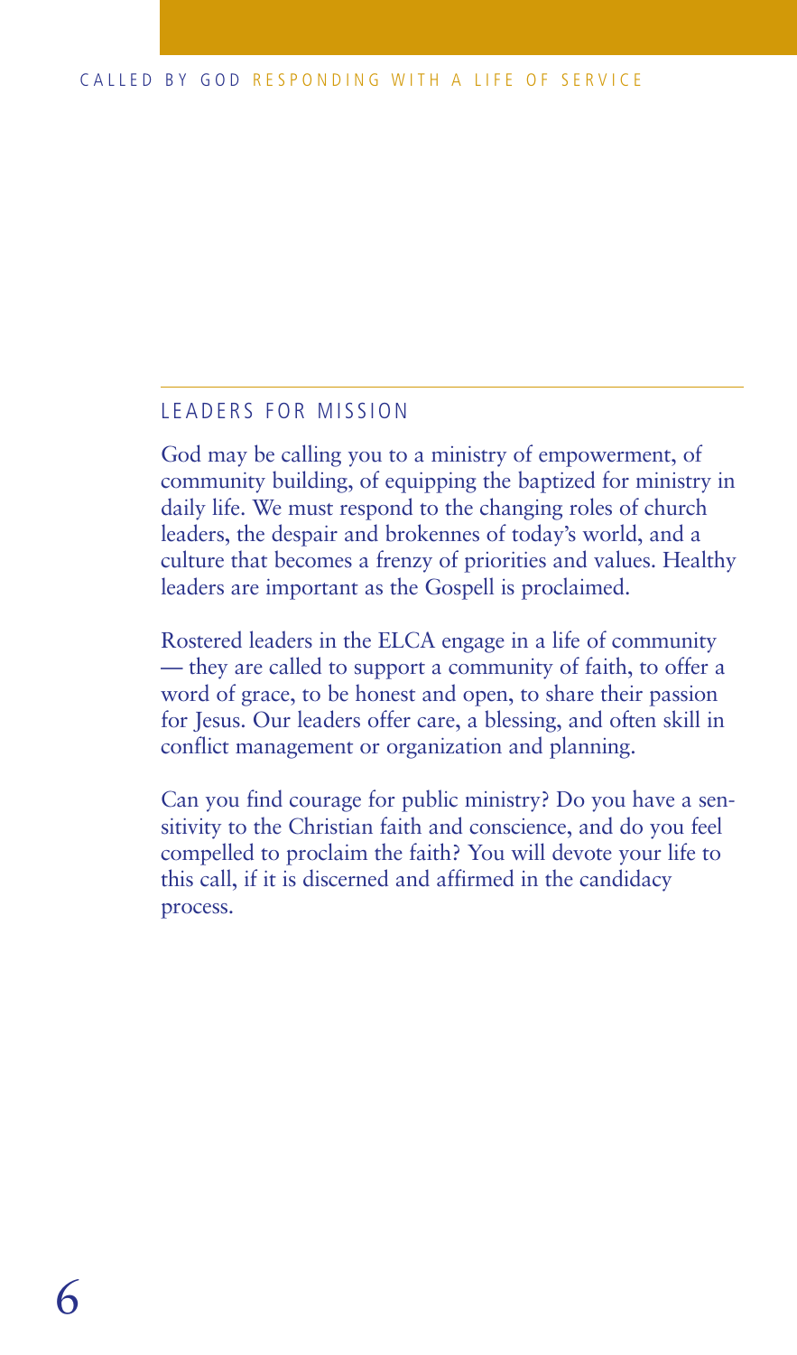## LEADERS FOR MISSION

God may be calling you to a ministry of empowerment, of community building, of equipping the baptized for ministry in daily life. We must respond to the changing roles of church leaders, the despair and brokennes of today's world, and a culture that becomes a frenzy of priorities and values. Healthy leaders are important as the Gospell is proclaimed.

Rostered leaders in the ELCA engage in a life of community — they are called to support a community of faith, to offer a word of grace, to be honest and open, to share their passion for Jesus. Our leaders offer care, a blessing, and often skill in conflict management or organization and planning.

Can you find courage for public ministry? Do you have a sensitivity to the Christian faith and conscience, and do you feel compelled to proclaim the faith? You will devote your life to this call, if it is discerned and affirmed in the candidacy process.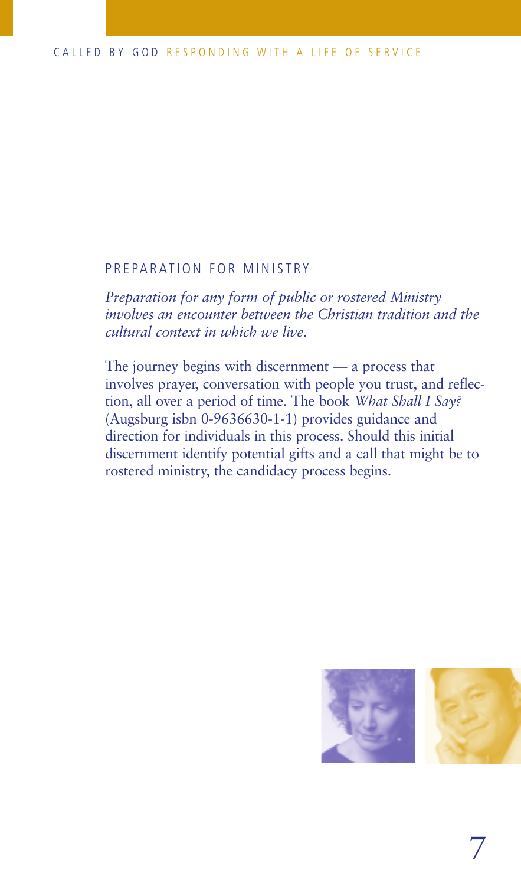## PREPARATION FOR MINISTRY

*Preparation for any form of public or rostered Ministry involves an encounter between the Christian tradition and the cultural context in which we live.*

The journey begins with discernment — a process that involves prayer, conversation with people you trust, and reflection, all over a period of time. The book *What Shall I Say?* (Augsburg isbn 0-9636630-1-1) provides guidance and direction for individuals in this process. Should this initial discernment identify potential gifts and a call that might be to rostered ministry, the candidacy process begins.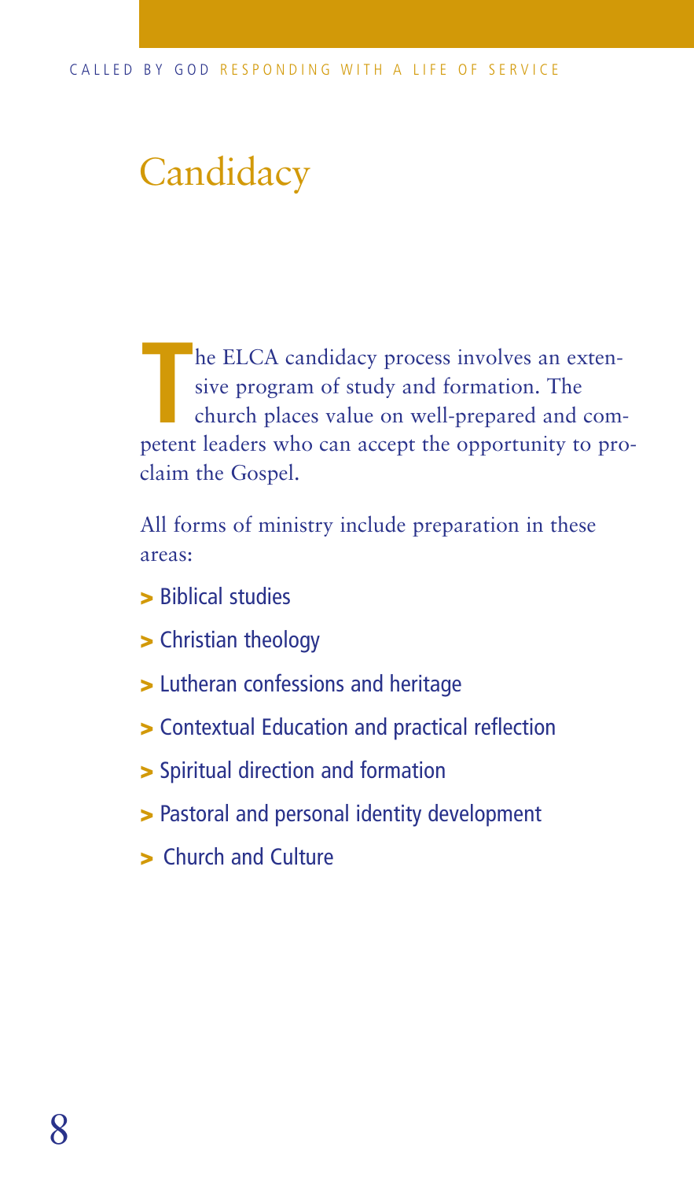# Candidacy

The ELCA candidacy process involves an extensive program of study and formation. The church places value on well-prepared and competent leaders who can accept the opportunity to proclaim the Gospel.

All forms of ministry include preparation in these areas:

- Biblical studies
- Christian theology
- Lutheran confessions and heritage
- Contextual Education and practical reflection
- Spiritual direction and formation
- Pastoral and personal identity development
- Church and Culture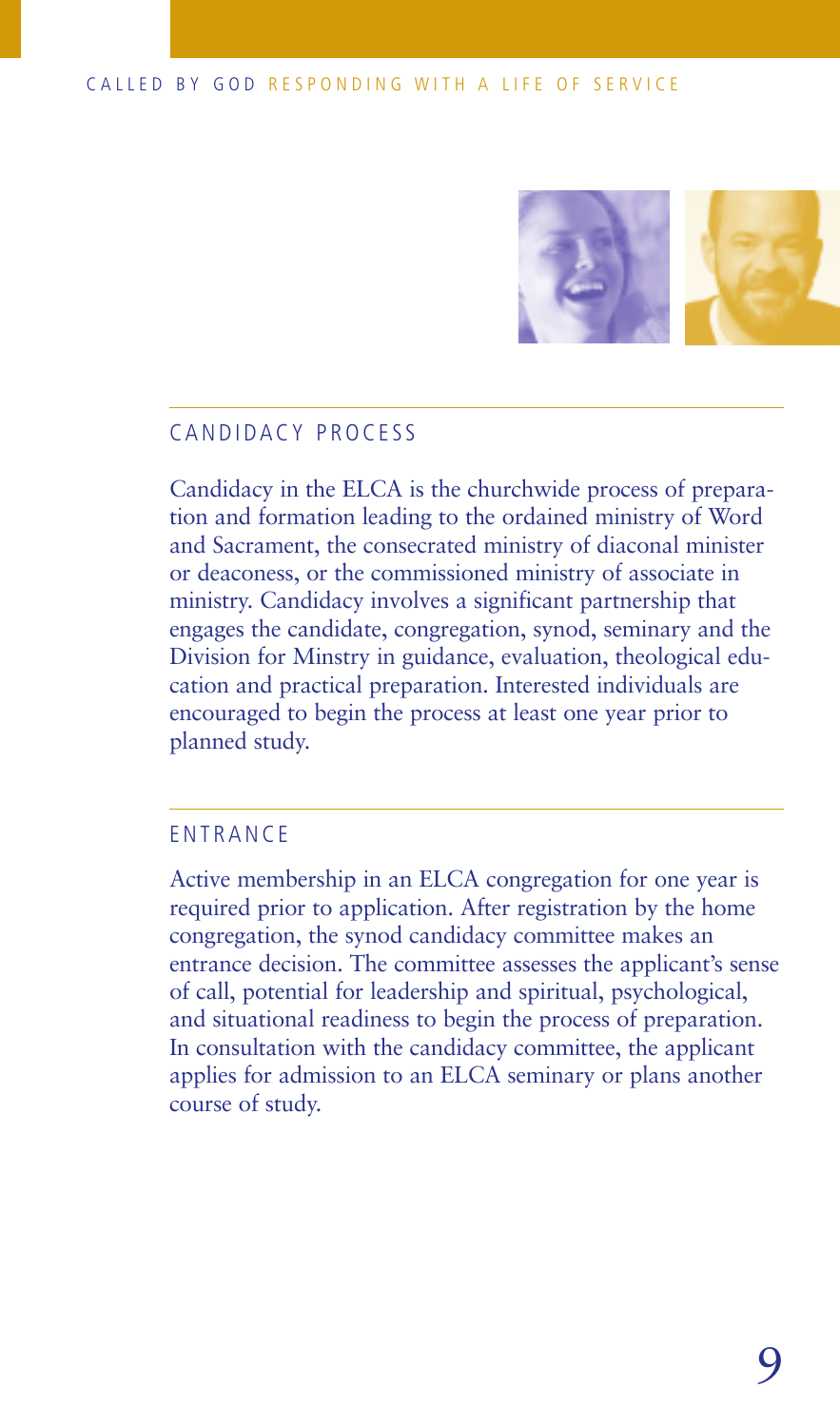## CANDIDACY PROCESS

Candidacy in the ELCA is the churchwide process of preparation and formation leading to the ordained ministry of Word and Sacrament, the consecrated ministry of diaconal minister or deaconess, or the commissioned ministry of associate in ministry. Candidacy involves a significant partnership that engages the candidate, congregation, synod, seminary and the Division for Minstry in guidance, evaluation, theological education and practical preparation. Interested individuals are encouraged to begin the process at least one year prior to planned study.

## ENTRANCE

Active membership in an ELCA congregation for one year is required prior to application. After registration by the home congregation, the synod candidacy committee makes an entrance decision. The committee assesses the applicant's sense of call, potential for leadership and spiritual, psychological, and situational readiness to begin the process of preparation. In consultation with the candidacy committee, the applicant applies for admission to an ELCA seminary or plans another course of study.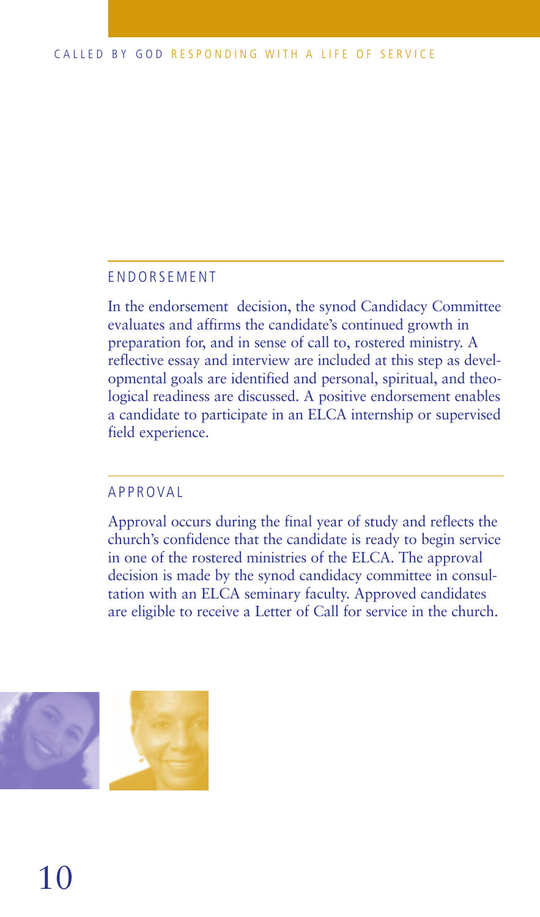## ENDORSEMENT

In the endorsement decision, the synod Candidacy Committee evaluates and affirms the candidate's continued growth in preparation for, and in sense of call to, rostered ministry. A reflective essay and interview are included at this step as developmental goals are identified and personal, spiritual, and theological readiness are discussed. A positive endorsement enables a candidate to participate in an ELCA internship or supervised field experience.

## APPROVAL

Approval occurs during the final year of study and reflects the church's confidence that the candidate is ready to begin service in one of the rostered ministries of the ELCA. The approval decision is made by the synod candidacy committee in consultation with an ELCA seminary faculty. Approved candidates are eligible to receive a Letter of Call for service in the church.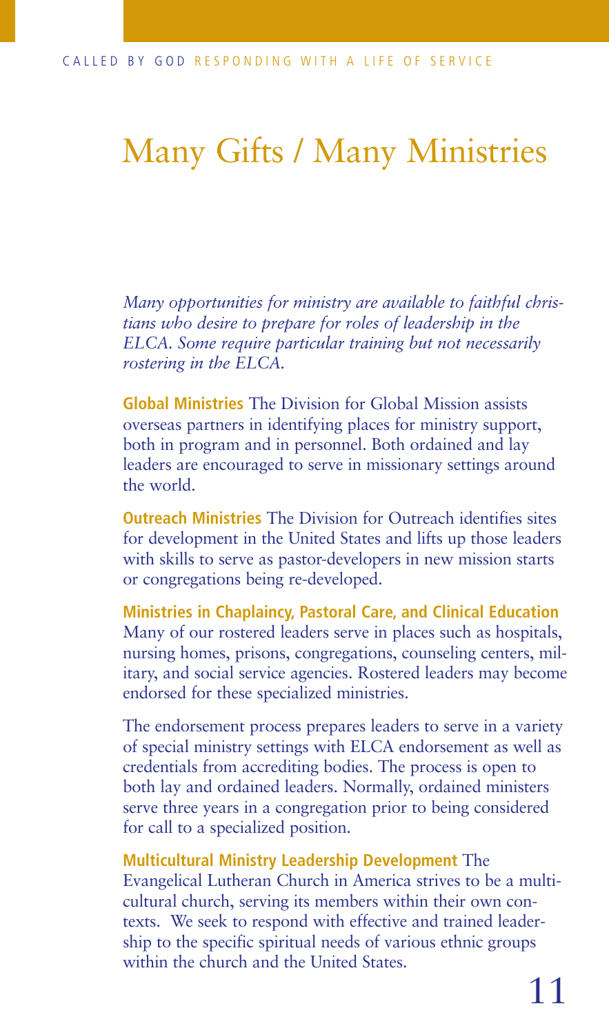# Many Gifts / Many Ministries

*Many opportunities for ministry are available to faithful christians who desire to prepare for roles of leadership in the ELCA. Some require particular training but not necessarily rostering in the ELCA.*

**Global Ministries** The Division for Global Mission assists overseas partners in identifying places for ministry support, both in program and in personnel. Both ordained and lay leaders are encouraged to serve in missionary settings around the world.

**Outreach Ministries** The Division for Outreach identifies sites for development in the United States and lifts up those leaders with skills to serve as pastor-developers in new mission starts or congregations being re-developed.

**Ministries in Chaplaincy, Pastoral Care, and Clinical Education** Many of our rostered leaders serve in places such as hospitals, nursing homes, prisons, congregations, counseling centers, military, and social service agencies. Rostered leaders may become endorsed for these specialized ministries.

The endorsement process prepares leaders to serve in a variety of special ministry settings with ELCA endorsement as well as credentials from accrediting bodies. The process is open to both lay and ordained leaders. Normally, ordained ministers serve three years in a congregation prior to being considered for call to a specialized position.

**Multicultural Ministry Leadership Development** The Evangelical Lutheran Church in America strives to be a multicultural church, serving its members within their own contexts. We seek to respond with effective and trained leadership to the specific spiritual needs of various ethnic groups within the church and the United States.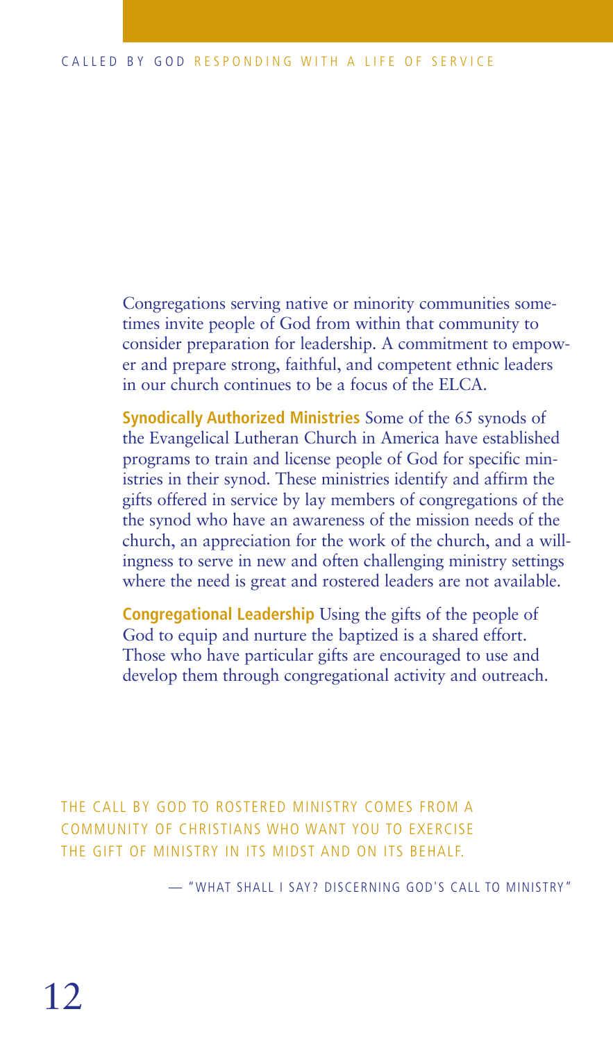Congregations serving native or minority communities sometimes invite people of God from within that community to consider preparation for leadership. A commitment to empower and prepare strong, faithful, and competent ethnic leaders in our church continues to be a focus of the ELCA.

**Synodically Authorized Ministries** Some of the 65 synods of the Evangelical Lutheran Church in America have established programs to train and license people of God for specific ministries in their synod. These ministries identify and affirm the gifts offered in service by lay members of congregations of the the synod who have an awareness of the mission needs of the church, an appreciation for the work of the church, and a willingness to serve in new and often challenging ministry settings where the need is great and rostered leaders are not available.

**Congregational Leadership** Using the gifts of the people of God to equip and nurture the baptized is a shared effort. Those who have particular gifts are encouraged to use and develop them through congregational activity and outreach.

THE CALL BY GOD TO ROSTERED MINISTRY COMES FROM A COMMUNITY OF CHRISTIANS WHO WANT YOU TO EXERCISE THE GIFT OF MINISTRY IN ITS MIDST AND ON ITS BEHALF.

— "WHAT SHALL I SAY? DISCERNING GOD'S CALL TO MINISTRY"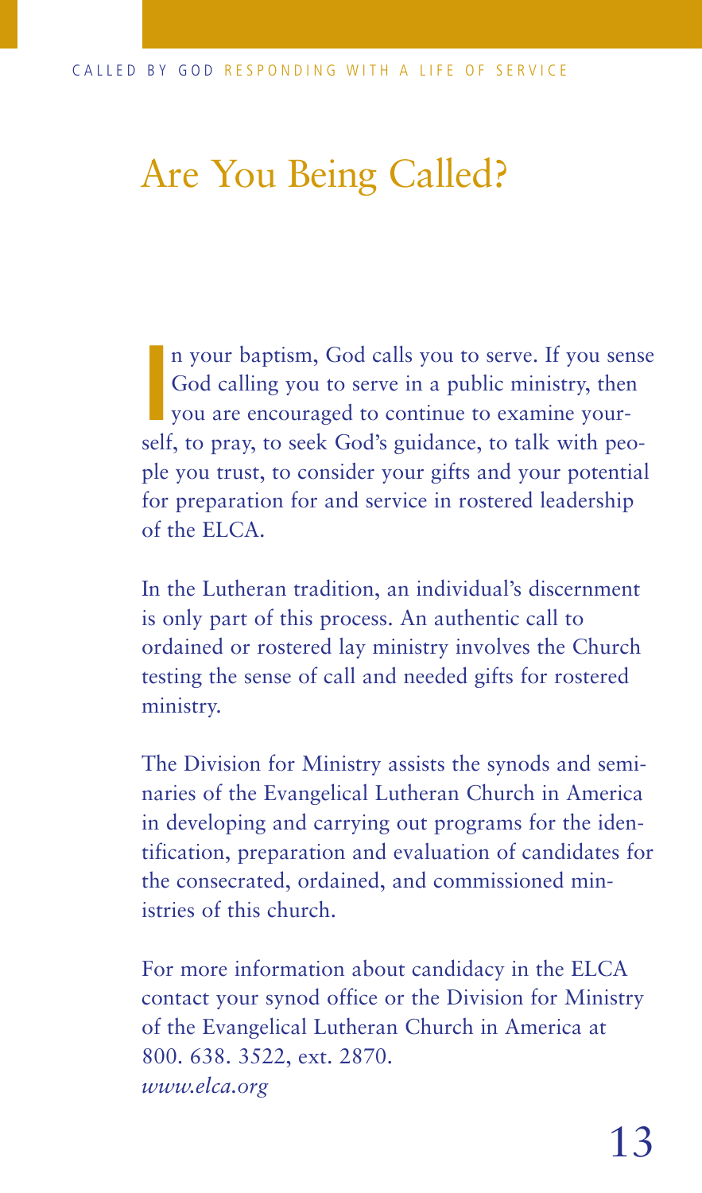# Are You Being Called?

In your baptism, God calls you to serve. If you sense God calling you to serve in a public ministry, then you are encouraged to continue to examine yourself, to pray, to seek God's guidance, to talk with people you trust, to consider your gifts and your potential for preparation for and service in rostered leadership of the ELCA.

In the Lutheran tradition, an individual's discernment is only part of this process. An authentic call to ordained or rostered lay ministry involves the Church testing the sense of call and needed gifts for rostered ministry.

The Division for Ministry assists the synods and seminaries of the Evangelical Lutheran Church in America in developing and carrying out programs for the identification, preparation and evaluation of candidates for the consecrated, ordained, and commissioned ministries of this church.

For more information about candidacy in the ELCA contact your synod office or the Division for Ministry of the Evangelical Lutheran Church in America at 800. 638. 3522, ext. 2870.
*www.elca.org*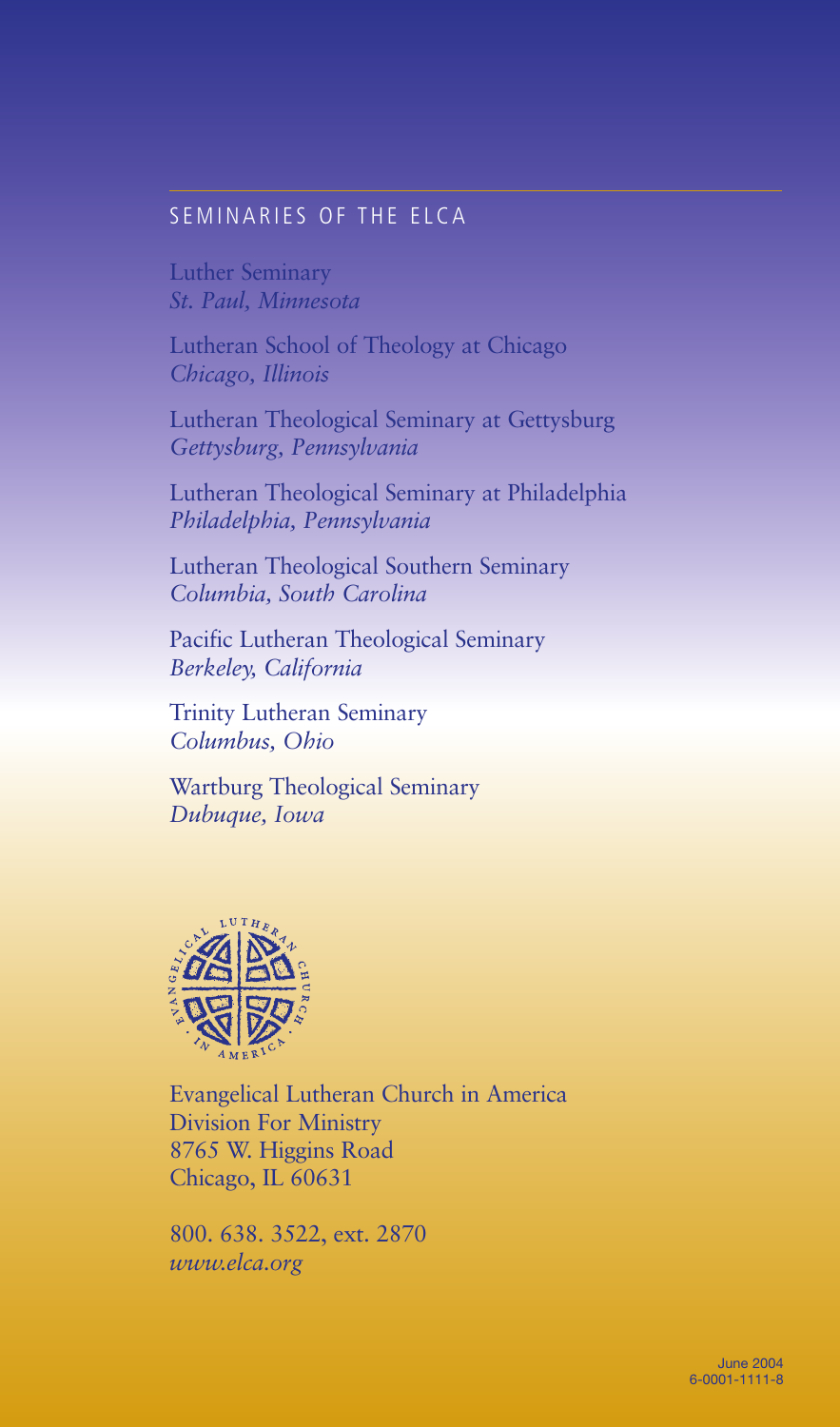## SEMINARIES OF THE ELCA

Luther Seminary
*St. Paul, Minnesota*

Lutheran School of Theology at Chicago
*Chicago, Illinois*

Lutheran Theological Seminary at Gettysburg
*Gettysburg, Pennsylvania*

Lutheran Theological Seminary at Philadelphia
*Philadelphia, Pennsylvania*

Lutheran Theological Southern Seminary
*Columbia, South Carolina*

Pacific Lutheran Theological Seminary
*Berkeley, California*

Trinity Lutheran Seminary
*Columbus, Ohio*

Wartburg Theological Seminary
*Dubuque, Iowa*

EVANGELICAL LUTHERAN CHURCH IN AMERICA

Evangelical Lutheran Church in America
Division For Ministry
8765 W. Higgins Road
Chicago, IL 60631

800. 638. 3522, ext. 2870
*www.elca.org*

June 2004
6-0001-1111-8